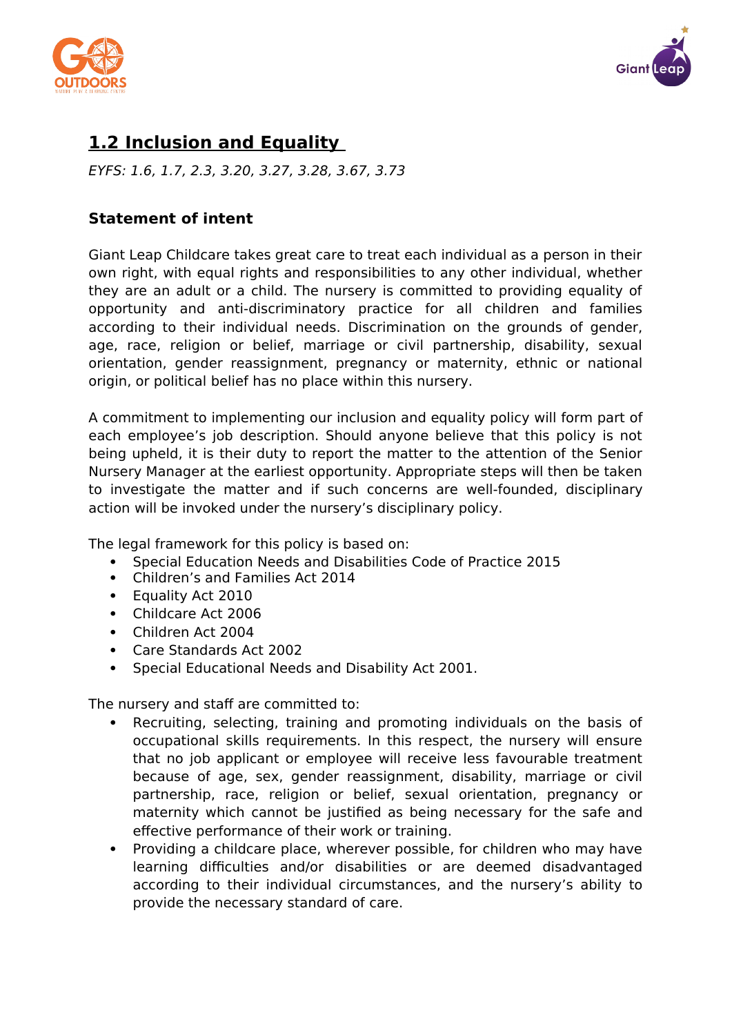## 1.2 Inclusion and Equality

*EYFS: 1.6, 1.7, 2.3, 3.20, 3.27, 3.28, 3.67, 3.73*

### Statement of intent

Giant Leap Childcare takes great care to treat each individual as a person in their own right, with equal rights and responsibilities to any other individual, whether they are an adult or a child. The nursery is committed to providing equality of opportunity and anti-discriminatory practice for all children and families according to their individual needs. Discrimination on the grounds of gender, age, race, religion or belief, marriage or civil partnership, disability, sexual orientation, gender reassignment, pregnancy or maternity, ethnic or national origin, or political belief has no place within this nursery.

A commitment to implementing our inclusion and equality policy will form part of each employee's job description. Should anyone believe that this policy is not being upheld, it is their duty to report the matter to the attention of the Senior Nursery Manager at the earliest opportunity. Appropriate steps will then be taken to investigate the matter and if such concerns are well-founded, disciplinary action will be invoked under the nursery's disciplinary policy.

The legal framework for this policy is based on:

- Special Education Needs and Disabilities Code of Practice 2015
- Children's and Families Act 2014
- Equality Act 2010
- Childcare Act 2006
- Children Act 2004
- Care Standards Act 2002
- Special Educational Needs and Disability Act 2001.

The nursery and staff are committed to:

- Recruiting, selecting, training and promoting individuals on the basis of occupational skills requirements. In this respect, the nursery will ensure that no job applicant or employee will receive less favourable treatment because of age, sex, gender reassignment, disability, marriage or civil partnership, race, religion or belief, sexual orientation, pregnancy or maternity which cannot be justified as being necessary for the safe and effective performance of their work or training.
- Providing a childcare place, wherever possible, for children who may have learning difficulties and/or disabilities or are deemed disadvantaged according to their individual circumstances, and the nursery's ability to provide the necessary standard of care.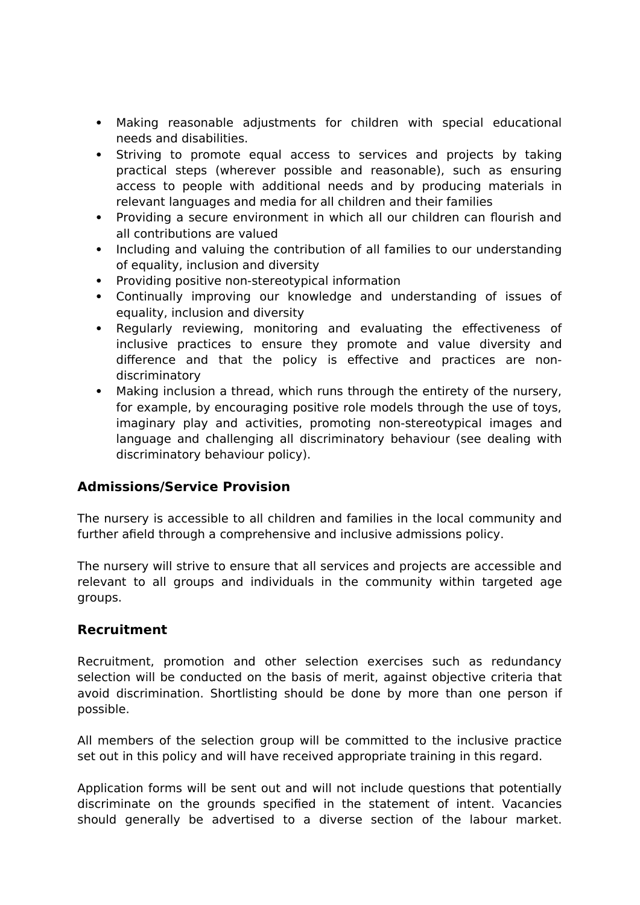- Making reasonable adjustments for children with special educational needs and disabilities.
- Striving to promote equal access to services and projects by taking practical steps (wherever possible and reasonable), such as ensuring access to people with additional needs and by producing materials in relevant languages and media for all children and their families
- Providing a secure environment in which all our children can flourish and all contributions are valued
- Including and valuing the contribution of all families to our understanding of equality, inclusion and diversity
- Providing positive non-stereotypical information
- Continually improving our knowledge and understanding of issues of equality, inclusion and diversity
- Regularly reviewing, monitoring and evaluating the effectiveness of inclusive practices to ensure they promote and value diversity and difference and that the policy is effective and practices are non-discriminatory
- Making inclusion a thread, which runs through the entirety of the nursery, for example, by encouraging positive role models through the use of toys, imaginary play and activities, promoting non-stereotypical images and language and challenging all discriminatory behaviour (see dealing with discriminatory behaviour policy).

## Admissions/Service Provision

The nursery is accessible to all children and families in the local community and further afield through a comprehensive and inclusive admissions policy.

The nursery will strive to ensure that all services and projects are accessible and relevant to all groups and individuals in the community within targeted age groups.

## Recruitment

Recruitment, promotion and other selection exercises such as redundancy selection will be conducted on the basis of merit, against objective criteria that avoid discrimination. Shortlisting should be done by more than one person if possible.

All members of the selection group will be committed to the inclusive practice set out in this policy and will have received appropriate training in this regard.

Application forms will be sent out and will not include questions that potentially discriminate on the grounds specified in the statement of intent. Vacancies should generally be advertised to a diverse section of the labour market.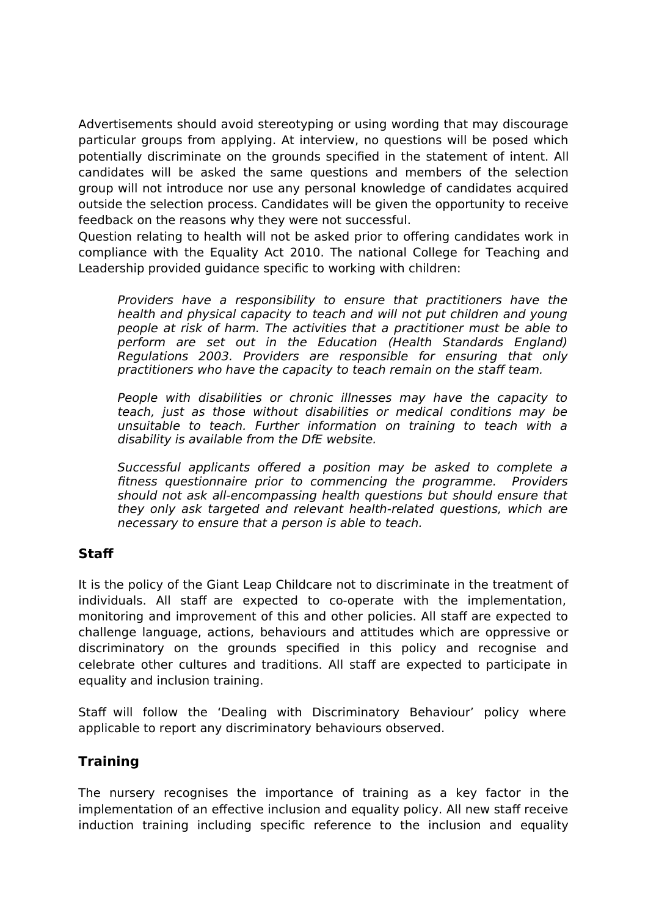Advertisements should avoid stereotyping or using wording that may discourage particular groups from applying. At interview, no questions will be posed which potentially discriminate on the grounds specified in the statement of intent. All candidates will be asked the same questions and members of the selection group will not introduce nor use any personal knowledge of candidates acquired outside the selection process. Candidates will be given the opportunity to receive feedback on the reasons why they were not successful.
Question relating to health will not be asked prior to offering candidates work in compliance with the Equality Act 2010. The national College for Teaching and Leadership provided guidance specific to working with children:

> *Providers have a responsibility to ensure that practitioners have the health and physical capacity to teach and will not put children and young people at risk of harm. The activities that a practitioner must be able to perform are set out in the Education (Health Standards England) Regulations 2003. Providers are responsible for ensuring that only practitioners who have the capacity to teach remain on the staff team.*
>
> *People with disabilities or chronic illnesses may have the capacity to teach, just as those without disabilities or medical conditions may be unsuitable to teach. Further information on training to teach with a disability is available from the DfE website.*
>
> *Successful applicants offered a position may be asked to complete a fitness questionnaire prior to commencing the programme. Providers should not ask all-encompassing health questions but should ensure that they only ask targeted and relevant health-related questions, which are necessary to ensure that a person is able to teach.*

## Staff

It is the policy of the Giant Leap Childcare not to discriminate in the treatment of individuals. All staff are expected to co-operate with the implementation, monitoring and improvement of this and other policies. All staff are expected to challenge language, actions, behaviours and attitudes which are oppressive or discriminatory on the grounds specified in this policy and recognise and celebrate other cultures and traditions. All staff are expected to participate in equality and inclusion training.

Staff will follow the 'Dealing with Discriminatory Behaviour' policy where applicable to report any discriminatory behaviours observed.

## Training

The nursery recognises the importance of training as a key factor in the implementation of an effective inclusion and equality policy. All new staff receive induction training including specific reference to the inclusion and equality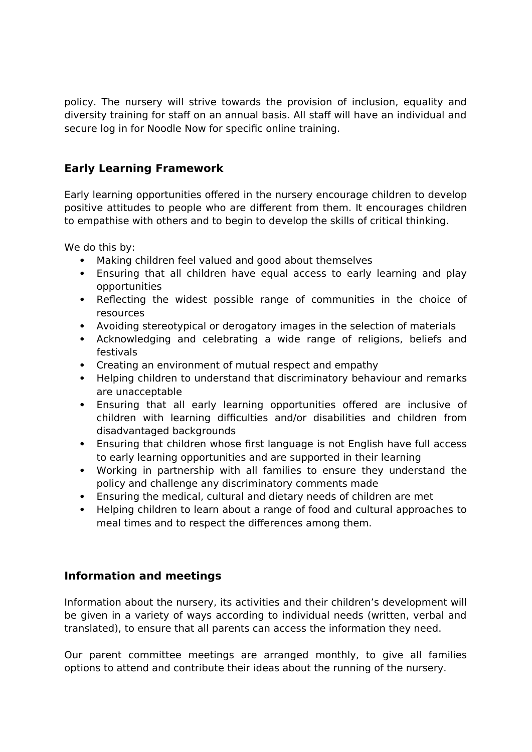policy. The nursery will strive towards the provision of inclusion, equality and diversity training for staff on an annual basis. All staff will have an individual and secure log in for Noodle Now for specific online training.

## Early Learning Framework

Early learning opportunities offered in the nursery encourage children to develop positive attitudes to people who are different from them. It encourages children to empathise with others and to begin to develop the skills of critical thinking.

We do this by:

- Making children feel valued and good about themselves
- Ensuring that all children have equal access to early learning and play opportunities
- Reflecting the widest possible range of communities in the choice of resources
- Avoiding stereotypical or derogatory images in the selection of materials
- Acknowledging and celebrating a wide range of religions, beliefs and festivals
- Creating an environment of mutual respect and empathy
- Helping children to understand that discriminatory behaviour and remarks are unacceptable
- Ensuring that all early learning opportunities offered are inclusive of children with learning difficulties and/or disabilities and children from disadvantaged backgrounds
- Ensuring that children whose first language is not English have full access to early learning opportunities and are supported in their learning
- Working in partnership with all families to ensure they understand the policy and challenge any discriminatory comments made
- Ensuring the medical, cultural and dietary needs of children are met
- Helping children to learn about a range of food and cultural approaches to meal times and to respect the differences among them.

## Information and meetings

Information about the nursery, its activities and their children's development will be given in a variety of ways according to individual needs (written, verbal and translated), to ensure that all parents can access the information they need.

Our parent committee meetings are arranged monthly, to give all families options to attend and contribute their ideas about the running of the nursery.